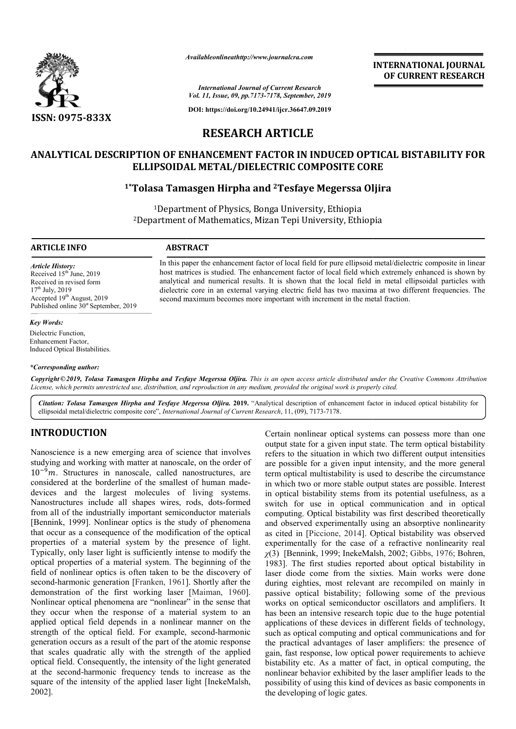# RESEARCH ARTICLE

## ANALYTICAL DESCRIPTION OF ENHANCEMENT FACTOR IN INDUCED OPTICAL BISTABILITY FOR ELLIPSOIDAL METAL/DIELECTRIC COMPOSITE CORE

**[1*]Tolasa Tamasgen Hirpha and [2]Tesfaye Megerssa Oljira**

[1]Department of Physics, Bonga University, Ethiopia
[2]Department of Mathematics, Mizan Tepi University, Ethiopia

**ARTICLE INFO**

*Article History:*
Received 15th June, 2019
Received in revised form
17th July, 2019
Accepted 19th August, 2019
Published online 30st September, 2019

*Key Words:*
Dielectric Function,
Enhancement Factor,
Induced Optical Bistabilities.

**\*Corresponding author:**

**ABSTRACT**

In this paper the enhancement factor of local field for pure ellipsoid metal/dielectric composite in linear host matrices is studied. The enhancement factor of local field which extremely enhanced is shown by analytical and numerical results. It is shown that the local field in metal ellipsoidal particles with dielectric core in an external varying electric field has two maxima at two different frequencies. The second maximum becomes more important with increment in the metal fraction.

***Copyright©2019, Tolasa Tamasgen Hirpha and Tesfaye Megerssa Oljira.*** *This is an open access article distributed under the Creative Commons Attribution License, which permits unrestricted use, distribution, and reproduction in any medium, provided the original work is properly cited.*

***Citation: Tolasa Tamasgen Hirpha and Tesfaye Megerssa Oljira.* 2019.** "Analytical description of enhancement factor in induced optical bistability for ellipsoidal metal/dielectric composite core", *International Journal of Current Research*, 11, (09), 7173-7178.

## INTRODUCTION

Nanoscience is a new emerging area of science that involves studying and working with matter at nanoscale, on the order of $10^{-9}m$. Structures in nanoscale, called nanostructures, are considered at the borderline of the smallest of human made-devices and the largest molecules of living systems. Nanostructures include all shapes wires, rods, dots-formed from all of the industrially important semiconductor materials [Bennink, 1999]. Nonlinear optics is the study of phenomena that occur as a consequence of the modification of the optical properties of a material system by the presence of light. Typically, only laser light is sufficiently intense to modify the optical properties of a material system. The beginning of the field of nonlinear optics is often taken to be the discovery of second-harmonic generation [Franken, 1961]. Shortly after the demonstration of the first working laser [Maiman, 1960]. Nonlinear optical phenomena are "nonlinear" in the sense that they occur when the response of a material system to an applied optical field depends in a nonlinear manner on the strength of the optical field. For example, second-harmonic generation occurs as a result of the part of the atomic response that scales quadratic ally with the strength of the applied optical field. Consequently, the intensity of the light generated at the second-harmonic frequency tends to increase as the square of the intensity of the applied laser light [InekeMalsh, 2002].

Certain nonlinear optical systems can possess more than one output state for a given input state. The term optical bistability refers to the situation in which two different output intensities are possible for a given input intensity, and the more general term optical multistability is used to describe the circumstance in which two or more stable output states are possible. Interest in optical bistability stems from its potential usefulness, as a switch for use in optical communication and in optical computing. Optical bistability was first described theoretically and observed experimentally using an absorptive nonlinearity as cited in [Piccione, 2014]. Optical bistability was observed experimentally for the case of a refractive nonlinearity real $\chi(3)$ [Bennink, 1999; InekeMalsh, 2002; Gibbs, 1976; Bohren, 1983]. The first studies reported about optical bistability in laser diode come from the sixties. Main works were done during eighties, most relevant are recompiled on mainly in passive optical bistability; following some of the previous works on optical semiconductor oscillators and amplifiers. It has been an intensive research topic due to the huge potential applications of these devices in different fields of technology, such as optical computing and optical communications and for the practical advantages of laser amplifiers: the presence of gain, fast response, low optical power requirements to achieve bistability etc. As a matter of fact, in optical computing, the nonlinear behavior exhibited by the laser amplifier leads to the possibility of using this kind of devices as basic components in the developing of logic gates.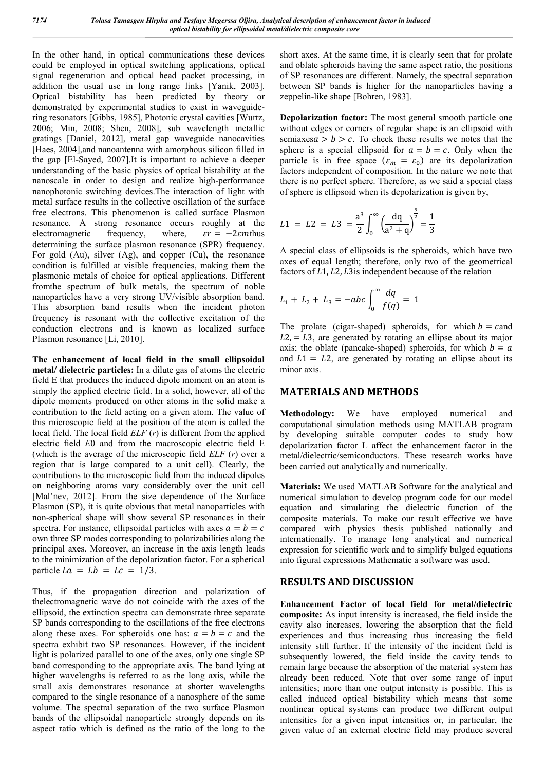In the other hand, in optical communications these devices could be employed in optical switching applications, optical signal regeneration and optical head packet processing, in addition the usual use in long range links [Yanik, 2003]. Optical bistability has been predicted by theory or demonstrated by experimental studies to exist in waveguide-ring resonators [Gibbs, 1985], Photonic crystal cavities [Wurtz, 2006; Min, 2008; Shen, 2008], sub wavelength metallic gratings [Daniel, 2012], metal gap waveguide nanocavities [Haes, 2004],and nanoantenna with amorphous silicon filled in the gap [El-Sayed, 2007].It is important to achieve a deeper understanding of the basic physics of optical bistability at the nanoscale in order to design and realize high-performance nanophotonic switching devices.The interaction of light with metal surface results in the collective oscillation of the surface free electrons. This phenomenon is called surface Plasmon resonance. A strong resonance occurs roughly at the electromagnetic frequency, where, $\varepsilon r = -2\varepsilon m$thus determining the surface plasmon resonance (SPR) frequency. For gold (Au), silver (Ag), and copper (Cu), the resonance condition is fulfilled at visible frequencies, making them the plasmonic metals of choice for optical applications. Different fromthe spectrum of bulk metals, the spectrum of noble nanoparticles have a very strong UV/visible absorption band. This absorption band results when the incident photon frequency is resonant with the collective excitation of the conduction electrons and is known as localized surface Plasmon resonance [Li, 2010].

**The enhancement of local field in the small ellipsoidal metal/ dielectric particles:** In a dilute gas of atoms the electric field E that produces the induced dipole moment on an atom is simply the applied electric field. In a solid, however, all of the dipole moments produced on other atoms in the solid make a contribution to the field acting on a given atom. The value of this microscopic field at the position of the atom is called the local field. The local field *ELF* (*r*) is different from the applied electric field *E*0 and from the macroscopic electric field E (which is the average of the microscopic field *ELF* (*r*) over a region that is large compared to a unit cell). Clearly, the contributions to the microscopic field from the induced dipoles on neighboring atoms vary considerably over the unit cell [Mal'nev, 2012]. From the size dependence of the Surface Plasmon (SP), it is quite obvious that metal nanoparticles with non-spherical shape will show several SP resonances in their spectra. For instance, ellipsoidal particles with axes $a = b = c$ own three SP modes corresponding to polarizabilities along the principal axes. Moreover, an increase in the axis length leads to the minimization of the depolarization factor. For a spherical particle $La = Lb = Lc = 1/3$.

Thus, if the propagation direction and polarization of thelectromagnetic wave do not coincide with the axes of the ellipsoid, the extinction spectra can demonstrate three separate SP bands corresponding to the oscillations of the free electrons along these axes. For spheroids one has: $a = b = c$ and the spectra exhibit two SP resonances. However, if the incident light is polarized parallel to one of the axes, only one single SP band corresponding to the appropriate axis. The band lying at higher wavelengths is referred to as the long axis, while the small axis demonstrates resonance at shorter wavelengths compared to the single resonance of a nanosphere of the same volume. The spectral separation of the two surface Plasmon bands of the ellipsoidal nanoparticle strongly depends on its aspect ratio which is defined as the ratio of the long to the short axes. At the same time, it is clearly seen that for prolate and oblate spheroids having the same aspect ratio, the positions of SP resonances are different. Namely, the spectral separation between SP bands is higher for the nanoparticles having a zeppelin-like shape [Bohren, 1983].

**Depolarization factor:** The most general smooth particle one without edges or corners of regular shape is an ellipsoid with semiaxes$a > b > c$. To check these results we notes that the sphere is a special ellipsoid for $a = b = c$. Only when the particle is in free space ($\varepsilon_m = \varepsilon_0$) are its depolarization factors independent of composition. In the nature we note that there is no perfect sphere. Therefore, as we said a special class of sphere is ellipsoid when its depolarization is given by,

$$L1 = L2 = L3 = \frac{a^3}{2}\int_0^\infty \left(\frac{dq}{a^2 + q}\right)^{\frac{5}{2}} = \frac{1}{3}$$

A special class of ellipsoids is the spheroids, which have two axes of equal length; therefore, only two of the geometrical factors of $L1, L2, L3$is independent because of the relation

$$L_1 + L_2 + L_3 = -abc\int_0^\infty \frac{dq}{f(q)} = 1$$

The prolate (cigar-shaped) spheroids, for which $b = c$and $L2, = L3$, are generated by rotating an ellipse about its major axis; the oblate (pancake-shaped) spheroids, for which $b = a$ and $L1 = L2$, are generated by rotating an ellipse about its minor axis.

## MATERIALS AND METHODS

**Methodology:** We have employed numerical and computational simulation methods using MATLAB program by developing suitable computer codes to study how depolarization factor L affect the enhancement factor in the metal/dielectric/semiconductors. These research works have been carried out analytically and numerically.

**Materials:** We used MATLAB Software for the analytical and numerical simulation to develop program code for our model equation and simulating the dielectric function of the composite materials. To make our result effective we have compared with physics thesis published nationally and internationally. To manage long analytical and numerical expression for scientific work and to simplify bulged equations into figural expressions Mathematic a software was used.

## RESULTS AND DISCUSSION

**Enhancement Factor of local field for metal/dielectric composite:** As input intensity is increased, the field inside the cavity also increases, lowering the absorption that the field experiences and thus increasing the field intensity still further. If the intensity of the incident field is subsequently lowered, the field inside the cavity tends to remain large because the absorption of the material system has already been reduced. Note that over some range of input intensities; more than one output intensity is possible. This is called induced optical bistability which means that some nonlinear optical systems can produce two different output intensities for a given input intensities or, in particular, the given value of an external electric field may produce several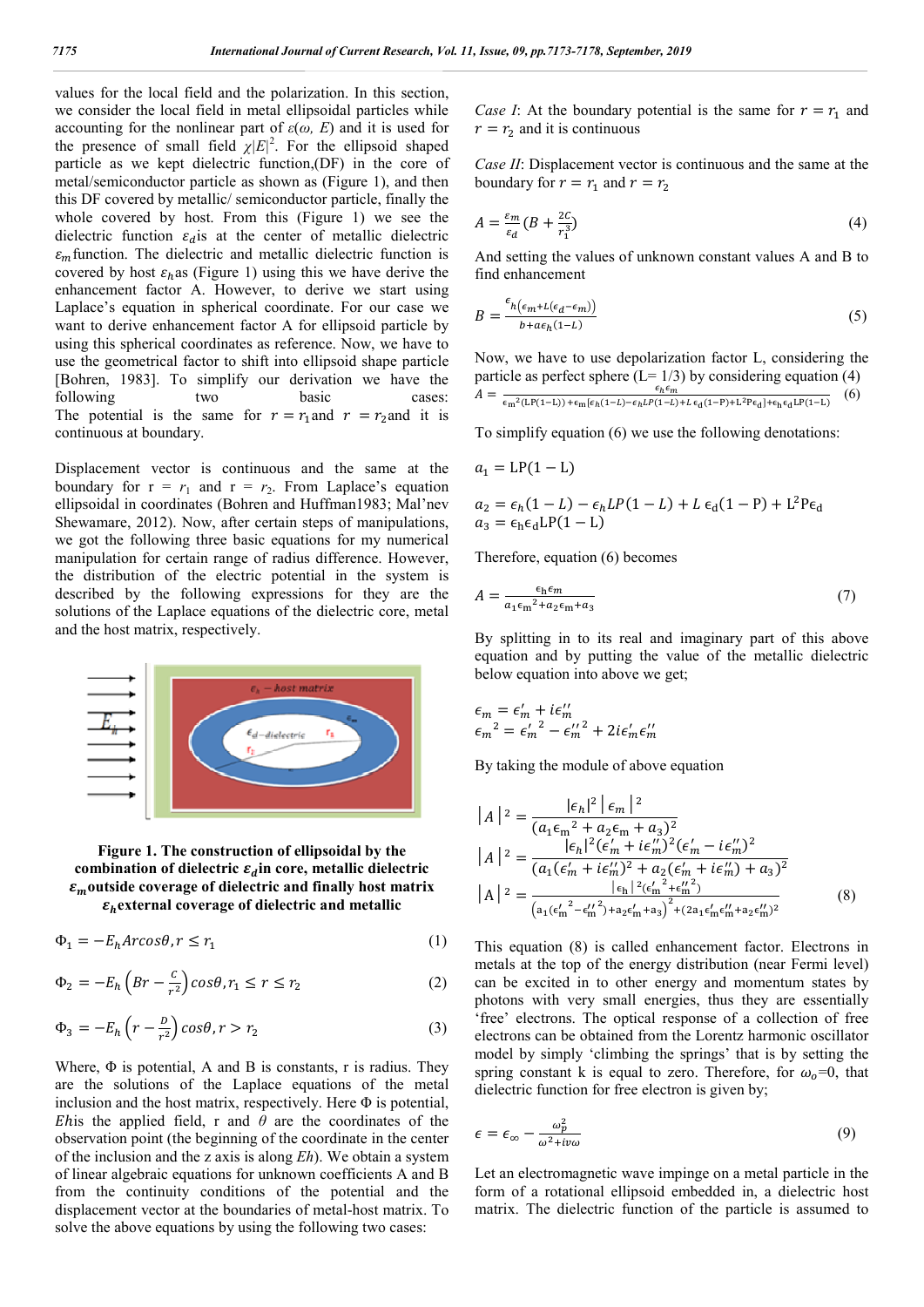values for the local field and the polarization. In this section, we consider the local field in metal ellipsoidal particles while accounting for the nonlinear part of $\varepsilon(\omega, E)$ and it is used for the presence of small field $\chi|E|^2$. For the ellipsoid shaped particle as we kept dielectric function,(DF) in the core of metal/semiconductor particle as shown as (Figure 1), and then this DF covered by metallic/ semiconductor particle, finally the whole covered by host. From this (Figure 1) we see the dielectric function $\varepsilon_d$is at the center of metallic dielectric $\varepsilon_m$function. The dielectric and metallic dielectric function is covered by host $\varepsilon_h$as (Figure 1) using this we have derive the enhancement factor A. However, to derive we start using Laplace's equation in spherical coordinate. For our case we want to derive enhancement factor A for ellipsoid particle by using this spherical coordinates as reference. Now, we have to use the geometrical factor to shift into ellipsoid shape particle [Bohren, 1983]. To simplify our derivation we have the following two basic cases: The potential is the same for $r = r_1$and $r = r_2$and it is continuous at boundary.

Displacement vector is continuous and the same at the boundary for $r = r_1$ and $r = r_2$. From Laplace's equation ellipsoidal in coordinates (Bohren and Huffman1983; Mal'nev Shewamare, 2012). Now, after certain steps of manipulations, we got the following three basic equations for my numerical manipulation for certain range of radius difference. However, the distribution of the electric potential in the system is described by the following expressions for they are the solutions of the Laplace equations of the dielectric core, metal and the host matrix, respectively.

**Figure 1. The construction of ellipsoidal by the combination of dielectric $\varepsilon_d$in core, metallic dielectric $\varepsilon_m$outside coverage of dielectric and finally host matrix $\varepsilon_h$external coverage of dielectric and metallic**

$$\Phi_1 = -E_h Arcos\theta, r \leq r_1 \tag{1}$$

$$\Phi_2 = -E_h\left(Br - \frac{C}{r^2}\right)cos\theta, r_1 \leq r \leq r_2 \tag{2}$$

$$\Phi_3 = -E_h\left(r - \frac{D}{r^2}\right)cos\theta, r > r_2 \tag{3}$$

Where, $\Phi$ is potential, A and B is constants, r is radius. They are the solutions of the Laplace equations of the metal inclusion and the host matrix, respectively. Here $\Phi$ is potential, $Eh$is the applied field, r and $\theta$ are the coordinates of the observation point (the beginning of the coordinate in the center of the inclusion and the z axis is along $Eh$). We obtain a system of linear algebraic equations for unknown coefficients A and B from the continuity conditions of the potential and the displacement vector at the boundaries of metal-host matrix. To solve the above equations by using the following two cases:

*Case I*: At the boundary potential is the same for $r = r_1$ and $r = r_2$ and it is continuous

*Case II*: Displacement vector is continuous and the same at the boundary for $r = r_1$ and $r = r_2$

$$A = \frac{\varepsilon_m}{\varepsilon_d}\left(B + \frac{2C}{r_1^3}\right) \tag{4}$$

And setting the values of unknown constant values A and B to find enhancement

$$B = \frac{\epsilon_h(\epsilon_m + L(\epsilon_d - \epsilon_m))}{b + a\epsilon_h(1-L)} \tag{5}$$

Now, we have to use depolarization factor L, considering the particle as perfect sphere (L= 1/3) by considering equation (4)

$$A = \frac{\epsilon_h\epsilon_m}{\epsilon_m^2(\mathrm{LP}(1-\mathrm{L})) + \epsilon_m[\epsilon_h(1-L) - \epsilon_h LP(1-L) + L\,\epsilon_d(1-P) + L^2P\epsilon_d] + \epsilon_h\epsilon_d LP(1-L)} \tag{6}$$

To simplify equation (6) we use the following denotations:

$$a_1 = \mathrm{LP}(1 - \mathrm{L})$$

$$a_2 = \epsilon_h(1 - L) - \epsilon_h LP(1 - L) + L\,\epsilon_d(1 - P) + L^2 P\epsilon_d$$

$$a_3 = \epsilon_h\epsilon_d \mathrm{LP}(1 - \mathrm{L})$$

Therefore, equation (6) becomes

$$A = \frac{\epsilon_h\epsilon_m}{a_1{\epsilon_m}^2 + a_2\epsilon_m + a_3} \tag{7}$$

By splitting in to its real and imaginary part of this above equation and by putting the value of the metallic dielectric below equation into above we get;

$$\epsilon_m = \epsilon_m' + i\epsilon_m''$$

$${\epsilon_m}^2 = {\epsilon_m'}^2 - {\epsilon_m''}^2 + 2i\epsilon_m'\epsilon_m''$$

By taking the module of above equation

$$|A|^2 = \frac{|\epsilon_h|^2|\epsilon_m|^2}{(a_1{\epsilon_m}^2 + a_2\epsilon_m + a_3)^2}$$

$$|A|^2 = \frac{|\epsilon_h|^2(\epsilon_m' + i\epsilon_m'')^2(\epsilon_m' - i\epsilon_m'')^2}{(a_1(\epsilon_m' + i\epsilon_m'')^2 + a_2(\epsilon_m' + i\epsilon_m'') + a_3)^2}$$

$$|A|^2 = \frac{|\epsilon_h|^2({\epsilon_m'}^2 + {\epsilon_m''}^2)}{\left(a_1({\epsilon_m'}^2 - {\epsilon_m''}^2) + a_2\epsilon_m' + a_3\right)^2 + (2a_1\epsilon_m'\epsilon_m'' + a_2\epsilon_m'')^2} \tag{8}$$

This equation (8) is called enhancement factor. Electrons in metals at the top of the energy distribution (near Fermi level) can be excited in to other energy and momentum states by photons with very small energies, thus they are essentially 'free' electrons. The optical response of a collection of free electrons can be obtained from the Lorentz harmonic oscillator model by simply 'climbing the springs' that is by setting the spring constant k is equal to zero. Therefore, for $\omega_o$=0, that dielectric function for free electron is given by;

$$\epsilon = \epsilon_\infty - \frac{\omega_p^2}{\omega^2 + i\nu\omega} \tag{9}$$

Let an electromagnetic wave impinge on a metal particle in the form of a rotational ellipsoid embedded in, a dielectric host matrix. The dielectric function of the particle is assumed to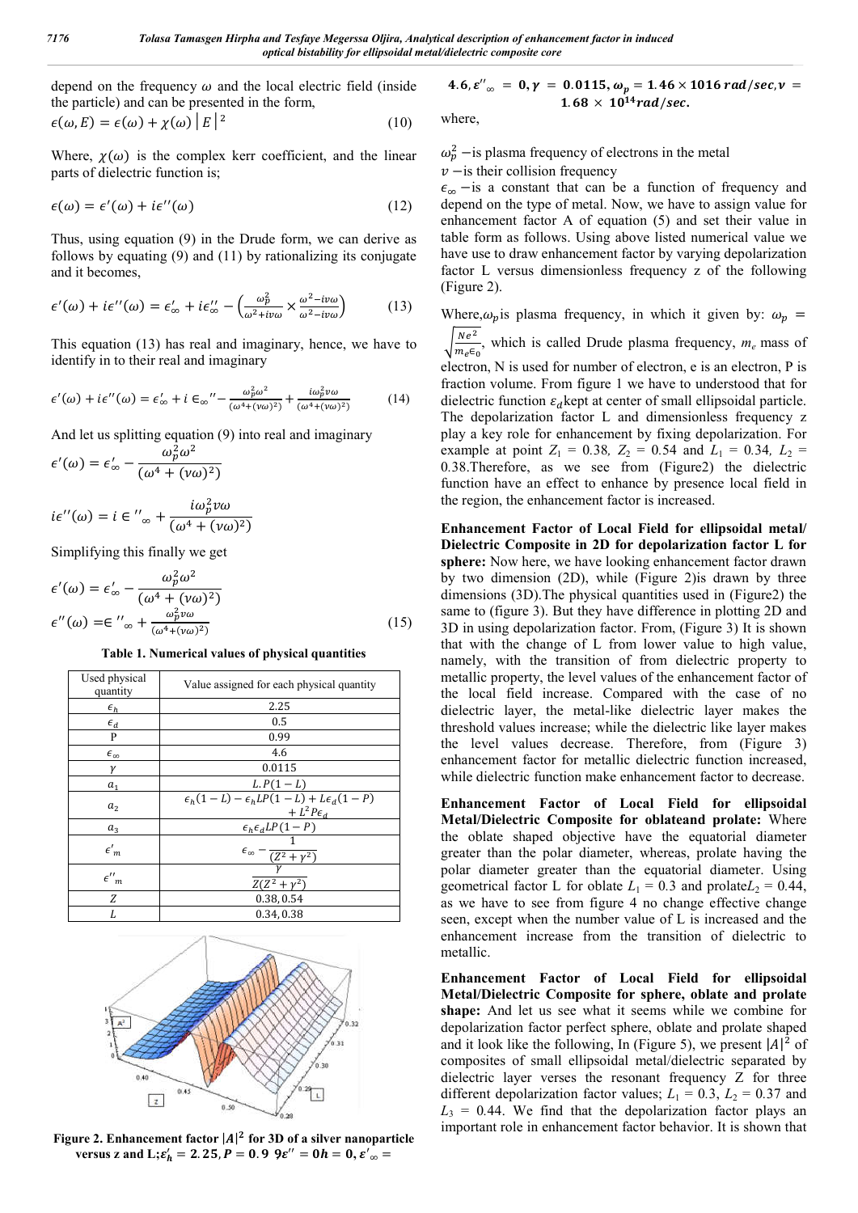depend on the frequency $\omega$ and the local electric field (inside the particle) and can be presented in the form,

$$\epsilon(\omega, E) = \epsilon(\omega) + \chi(\omega)\,|E|^2 \quad (10)$$

Where, $\chi(\omega)$ is the complex kerr coefficient, and the linear parts of dielectric function is;

$$\epsilon(\omega) = \epsilon'(\omega) + i\epsilon''(\omega) \quad (12)$$

Thus, using equation (9) in the Drude form, we can derive as follows by equating (9) and (11) by rationalizing its conjugate and it becomes,

$$\epsilon'(\omega) + i\epsilon''(\omega) = \epsilon'_{\infty} + i\epsilon''_{\infty} - \left(\frac{\omega_p^2}{\omega^2 + i\nu\omega} \times \frac{\omega^2 - i\nu\omega}{\omega^2 - i\nu\omega}\right) \quad (13)$$

This equation (13) has real and imaginary, hence, we have to identify in to their real and imaginary

$$\epsilon'(\omega) + i\epsilon''(\omega) = \epsilon'_{\infty} + i\,\epsilon_{\infty}'' - \frac{\omega_p^2\omega^2}{(\omega^4 + (\nu\omega)^2)} + \frac{i\omega_p^2\nu\omega}{(\omega^4 + (\nu\omega)^2)} \quad (14)$$

And let us splitting equation (9) into real and imaginary

$$\epsilon'(\omega) = \epsilon'_{\infty} - \frac{\omega_p^2\omega^2}{(\omega^4 + (\nu\omega)^2)}$$

$$i\epsilon''(\omega) = i\,\epsilon''_{\infty} + \frac{i\omega_p^2\nu\omega}{(\omega^4 + (\nu\omega)^2)}$$

Simplifying this finally we get

$$\epsilon'(\omega) = \epsilon'_{\infty} - \frac{\omega_p^2\omega^2}{(\omega^4 + (\nu\omega)^2)}$$

$$\epsilon''(\omega) = \epsilon''_{\infty} + \frac{\omega_p^2\nu\omega}{(\omega^4 + (\nu\omega)^2)} \quad (15)$$

**Table 1. Numerical values of physical quantities**

| Used physical quantity | Value assigned for each physical quantity |
|---|---|
| $\epsilon_h$ | 2.25 |
| $\epsilon_d$ | 0.5 |
| P | 0.99 |
| $\epsilon_{\infty}$ | 4.6 |
| $\gamma$ | 0.0115 |
| $a_1$ | $L.P(1-L)$ |
| $a_2$ | $\epsilon_h(1-L) - \epsilon_h LP(1-L) + L\epsilon_d(1-P) + L^2 P\epsilon_d$ |
| $a_3$ | $\epsilon_h\epsilon_d LP(1-P)$ |
| $\epsilon'_m$ | $\epsilon_{\infty} - \frac{1}{(Z^2+\gamma^2)}$ |
| $\epsilon''_m$ | $\frac{\gamma}{Z(Z^2+\gamma^2)}$ |
| $Z$ | 0.38, 0.54 |
| $L$ | 0.34, 0.38 |

**Figure 2. Enhancement factor $|A|^2$ for 3D of a silver nanoparticle versus z and L;$\epsilon'_h = 2.25, P = 0.9\ 9\epsilon'' = 0h = 0, \epsilon'_{\infty} = 4.6, \epsilon''_{\infty} = 0, \gamma = 0.0115, \omega_p = 1.46 \times 1016\,rad/sec, \nu = 1.68 \times 10^{14} rad/sec.$**

where,

$\omega_p^2$ –is plasma frequency of electrons in the metal

$\nu$ –is their collision frequency

$\epsilon_{\infty}$ –is a constant that can be a function of frequency and depend on the type of metal. Now, we have to assign value for enhancement factor A of equation (5) and set their value in table form as follows. Using above listed numerical value we have use to draw enhancement factor by varying depolarization factor L versus dimensionless frequency z of the following (Figure 2).

Where,$\omega_p$is plasma frequency, in which it given by: $\omega_p = \sqrt{\frac{Ne^2}{m_e\epsilon_0}}$, which is called Drude plasma frequency, $m_e$ mass of electron, N is used for number of electron, e is an electron, P is fraction volume. From figure 1 we have to understood that for dielectric function $\varepsilon_d$kept at center of small ellipsoidal particle. The depolarization factor L and dimensionless frequency z play a key role for enhancement by fixing depolarization. For example at point $Z_1$ = 0.38, $Z_2$ = 0.54 and $L_1$ = 0.34, $L_2$ = 0.38.Therefore, as we see from (Figure2) the dielectric function have an effect to enhance by presence local field in the region, the enhancement factor is increased.

**Enhancement Factor of Local Field for ellipsoidal metal/ Dielectric Composite in 2D for depolarization factor L for sphere:** Now here, we have looking enhancement factor drawn by two dimension (2D), while (Figure 2)is drawn by three dimensions (3D).The physical quantities used in (Figure2) the same to (figure 3). But they have difference in plotting 2D and 3D in using depolarization factor. From, (Figure 3) It is shown that with the change of L from lower value to high value, namely, with the transition of from dielectric property to metallic property, the level values of the enhancement factor of the local field increase. Compared with the case of no dielectric layer, the metal-like dielectric layer makes the threshold values increase; while the dielectric like layer makes the level values decrease. Therefore, from (Figure 3) enhancement factor for metallic dielectric function increased, while dielectric function make enhancement factor to decrease.

**Enhancement Factor of Local Field for ellipsoidal Metal/Dielectric Composite for oblateand prolate:** Where the oblate shaped objective have the equatorial diameter greater than the polar diameter, whereas, prolate having the polar diameter greater than the equatorial diameter. Using geometrical factor L for oblate $L_1$ = 0.3 and prolate$L_2$ = 0.44, as we have to see from figure 4 no change effective change seen, except when the number value of L is increased and the enhancement increase from the transition of dielectric to metallic.

**Enhancement Factor of Local Field for ellipsoidal Metal/Dielectric Composite for sphere, oblate and prolate shape:** And let us see what it seems while we combine for depolarization factor perfect sphere, oblate and prolate shaped and it look like the following, In (Figure 5), we present $|A|^2$ of composites of small ellipsoidal metal/dielectric separated by dielectric layer verses the resonant frequency Z for three different depolarization factor values; $L_1$ = 0.3, $L_2$ = 0.37 and $L_3$ = 0.44. We find that the depolarization factor plays an important role in enhancement factor behavior. It is shown that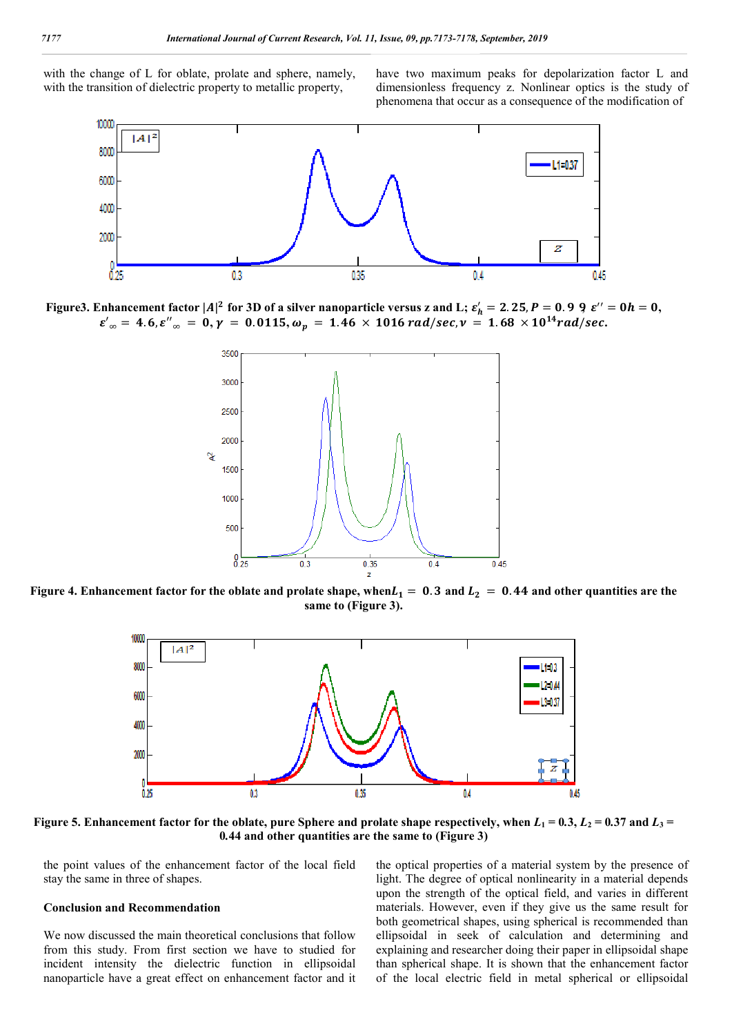with the change of L for oblate, prolate and sphere, namely, with the transition of dielectric property to metallic property, have two maximum peaks for depolarization factor L and dimensionless frequency z. Nonlinear optics is the study of phenomena that occur as a consequence of the modification of

**Figure3. Enhancement factor $|A|^2$ for 3D of a silver nanoparticle versus z and L; $\varepsilon'_h = 2.25, P = 0.9$ 9 $\varepsilon'' = 0h = 0$, $\varepsilon'_\infty = 4.6, \varepsilon''_\infty = 0, \gamma = 0.0115, \omega_p = 1.46 \times 1016\, rad/sec, v = 1.68 \times 10^{14} rad/sec.$**

**Figure 4. Enhancement factor for the oblate and prolate shape, when $L_1 = 0.3$ and $L_2 = 0.44$ and other quantities are the same to (Figure 3).**

**Figure 5. Enhancement factor for the oblate, pure Sphere and prolate shape respectively, when $L_1 = 0.3$, $L_2 = 0.37$ and $L_3 = 0.44$ and other quantities are the same to (Figure 3)**

the point values of the enhancement factor of the local field stay the same in three of shapes.

## Conclusion and Recommendation

We now discussed the main theoretical conclusions that follow from this study. From first section we have to studied for incident intensity the dielectric function in ellipsoidal nanoparticle have a great effect on enhancement factor and it the optical properties of a material system by the presence of light. The degree of optical nonlinearity in a material depends upon the strength of the optical field, and varies in different materials. However, even if they give us the same result for both geometrical shapes, using spherical is recommended than ellipsoidal in seek of calculation and determining and explaining and researcher doing their paper in ellipsoidal shape than spherical shape. It is shown that the enhancement factor of the local electric field in metal spherical or ellipsoidal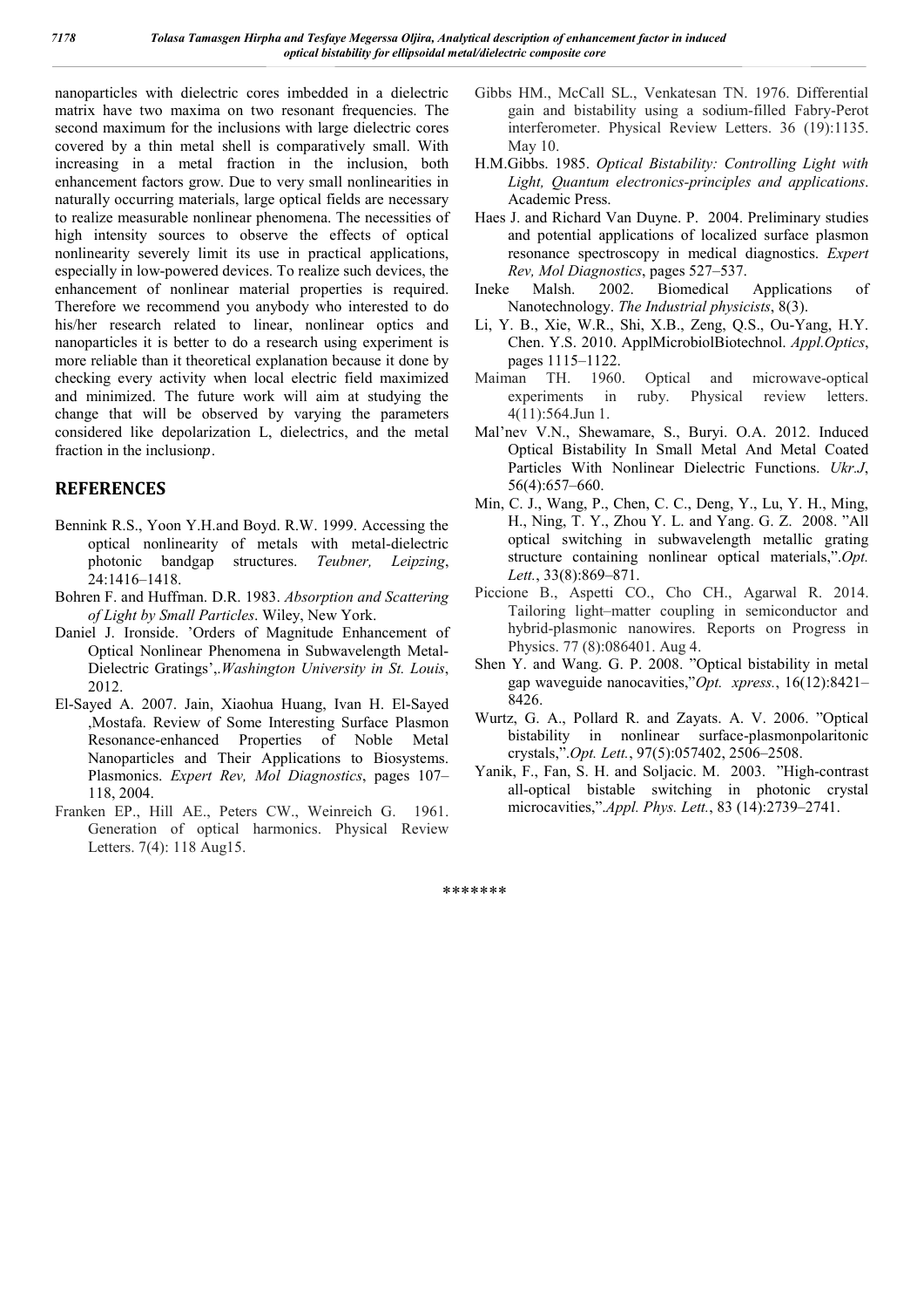nanoparticles with dielectric cores imbedded in a dielectric matrix have two maxima on two resonant frequencies. The second maximum for the inclusions with large dielectric cores covered by a thin metal shell is comparatively small. With increasing in a metal fraction in the inclusion, both enhancement factors grow. Due to very small nonlinearities in naturally occurring materials, large optical fields are necessary to realize measurable nonlinear phenomena. The necessities of high intensity sources to observe the effects of optical nonlinearity severely limit its use in practical applications, especially in low-powered devices. To realize such devices, the enhancement of nonlinear material properties is required. Therefore we recommend you anybody who interested to do his/her research related to linear, nonlinear optics and nanoparticles it is better to do a research using experiment is more reliable than it theoretical explanation because it done by checking every activity when local electric field maximized and minimized. The future work will aim at studying the change that will be observed by varying the parameters considered like depolarization L, dielectrics, and the metal fraction in the inclusion$p$.

## REFERENCES

- Bennink R.S., Yoon Y.H.and Boyd. R.W. 1999. Accessing the optical nonlinearity of metals with metal-dielectric photonic bandgap structures. *Teubner, Leipzing*, 24:1416–1418.
- Bohren F. and Huffman. D.R. 1983. *Absorption and Scattering of Light by Small Particles*. Wiley, New York.
- Daniel J. Ironside. 'Orders of Magnitude Enhancement of Optical Nonlinear Phenomena in Subwavelength Metal-Dielectric Gratings',.*Washington University in St. Louis*, 2012.
- El-Sayed A. 2007. Jain, Xiaohua Huang, Ivan H. El-Sayed ,Mostafa. Review of Some Interesting Surface Plasmon Resonance-enhanced Properties of Noble Metal Nanoparticles and Their Applications to Biosystems. Plasmonics. *Expert Rev, Mol Diagnostics*, pages 107–118, 2004.
- Franken EP., Hill AE., Peters CW., Weinreich G. 1961. Generation of optical harmonics. Physical Review Letters. 7(4): 118 Aug15.
- Gibbs HM., McCall SL., Venkatesan TN. 1976. Differential gain and bistability using a sodium-filled Fabry-Perot interferometer. Physical Review Letters. 36 (19):1135. May 10.
- H.M.Gibbs. 1985. *Optical Bistability: Controlling Light with Light, Quantum electronics-principles and applications*. Academic Press.
- Haes J. and Richard Van Duyne. P. 2004. Preliminary studies and potential applications of localized surface plasmon resonance spectroscopy in medical diagnostics. *Expert Rev, Mol Diagnostics*, pages 527–537.
- Ineke Malsh. 2002. Biomedical Applications of Nanotechnology. *The Industrial physicists*, 8(3).
- Li, Y. B., Xie, W.R., Shi, X.B., Zeng, Q.S., Ou-Yang, H.Y. Chen. Y.S. 2010. ApplMicrobiolBiotechnol. *Appl.Optics*, pages 1115–1122.
- Maiman TH. 1960. Optical and microwave-optical experiments in ruby. Physical review letters. 4(11):564.Jun 1.
- Mal'nev V.N., Shewamare, S., Buryi. O.A. 2012. Induced Optical Bistability In Small Metal And Metal Coated Particles With Nonlinear Dielectric Functions. *Ukr.J*, 56(4):657–660.
- Min, C. J., Wang, P., Chen, C. C., Deng, Y., Lu, Y. H., Ming, H., Ning, T. Y., Zhou Y. L. and Yang. G. Z. 2008. "All optical switching in subwavelength metallic grating structure containing nonlinear optical materials,".*Opt. Lett.*, 33(8):869–871.
- Piccione B., Aspetti CO., Cho CH., Agarwal R. 2014. Tailoring light–matter coupling in semiconductor and hybrid-plasmonic nanowires. Reports on Progress in Physics. 77 (8):086401. Aug 4.
- Shen Y. and Wang. G. P. 2008. "Optical bistability in metal gap waveguide nanocavities,"*Opt. xpress.*, 16(12):8421–8426.
- Wurtz, G. A., Pollard R. and Zayats. A. V. 2006. "Optical bistability in nonlinear surface-plasmonpolaritonic crystals,".*Opt. Lett.*, 97(5):057402, 2506–2508.
- Yanik, F., Fan, S. H. and Soljacic. M. 2003. "High-contrast all-optical bistable switching in photonic crystal microcavities,".*Appl. Phys. Lett.*, 83 (14):2739–2741.

*******